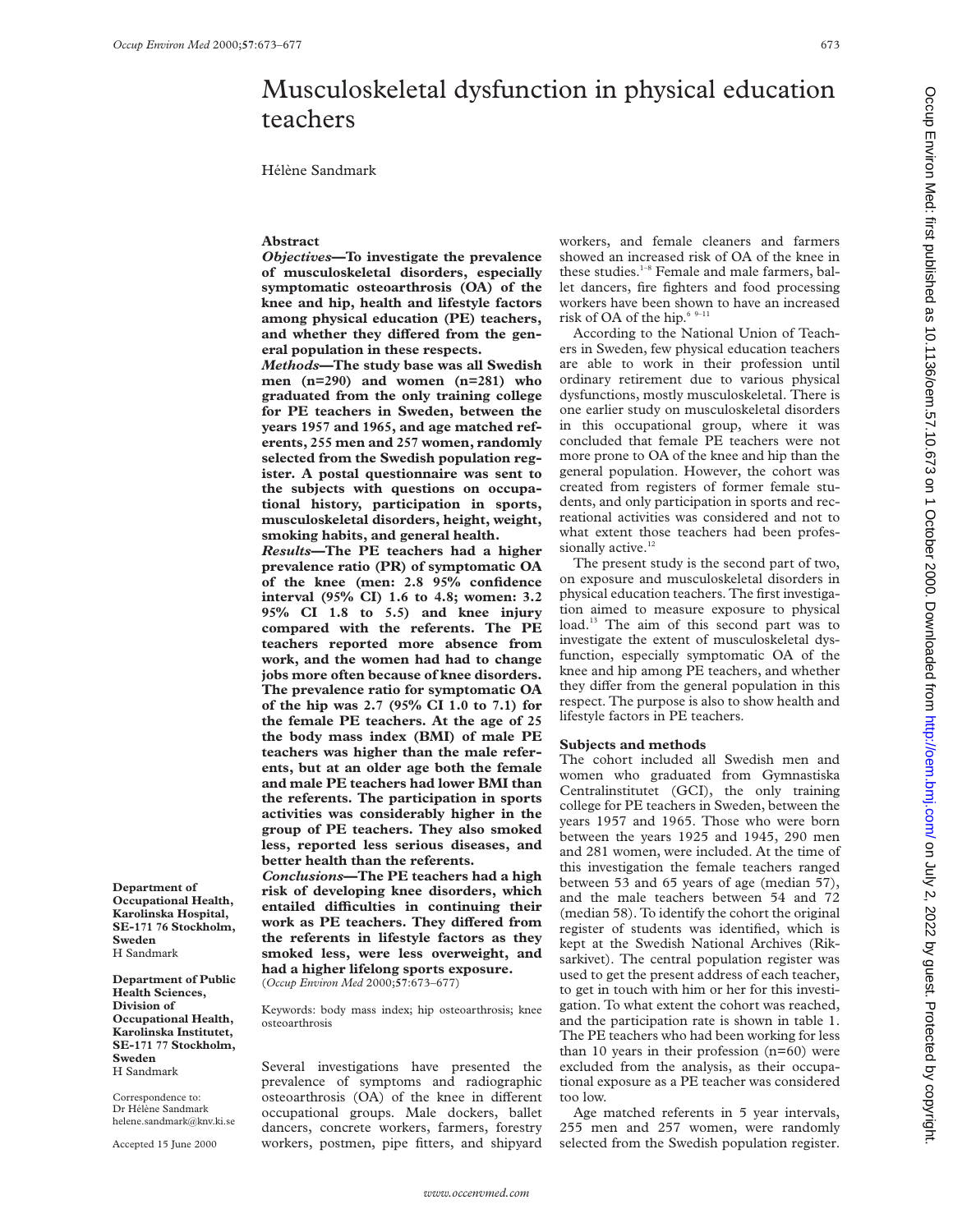# Musculoskeletal dysfunction in physical education teachers

Hélène Sandmark

## Abstract

***Objectives*—To investigate the prevalence of musculoskeletal disorders, especially symptomatic osteoarthrosis (OA) of the knee and hip, health and lifestyle factors among physical education (PE) teachers, and whether they differed from the general population in these respects.**

***Methods*—The study base was all Swedish men (n=290) and women (n=281) who graduated from the only training college for PE teachers in Sweden, between the years 1957 and 1965, and age matched referents, 255 men and 257 women, randomly selected from the Swedish population register. A postal questionnaire was sent to the subjects with questions on occupational history, participation in sports, musculoskeletal disorders, height, weight, smoking habits, and general health.**

***Results*—The PE teachers had a higher prevalence ratio (PR) of symptomatic OA of the knee (men: 2.8 95% confidence interval (95% CI) 1.6 to 4.8; women: 3.2 95% CI 1.8 to 5.5) and knee injury compared with the referents. The PE teachers reported more absence from work, and the women had had to change jobs more often because of knee disorders. The prevalence ratio for symptomatic OA of the hip was 2.7 (95% CI 1.0 to 7.1) for the female PE teachers. At the age of 25 the body mass index (BMI) of male PE teachers was higher than the male referents, but at an older age both the female and male PE teachers had lower BMI than the referents. The participation in sports activities was considerably higher in the group of PE teachers. They also smoked less, reported less serious diseases, and better health than the referents.**

***Conclusions*—The PE teachers had a high risk of developing knee disorders, which entailed difficulties in continuing their work as PE teachers. They differed from the referents in lifestyle factors as they smoked less, were less overweight, and had a higher lifelong sports exposure.**

(*Occup Environ Med* 2000;**57**:673–677)

Keywords: body mass index; hip osteoarthrosis; knee osteoarthrosis

**Department of Occupational Health, Karolinska Hospital, SE-171 76 Stockholm, Sweden**
H Sandmark

**Department of Public Health Sciences, Division of Occupational Health, Karolinska Institutet, SE-171 77 Stockholm, Sweden**
H Sandmark

Correspondence to:
Dr Hélène Sandmark
helene.sandmark@knv.ki.se

Accepted 15 June 2000

Several investigations have presented the prevalence of symptoms and radiographic osteoarthrosis (OA) of the knee in different occupational groups. Male dockers, ballet dancers, concrete workers, farmers, forestry workers, postmen, pipe fitters, and shipyard workers, and female cleaners and farmers showed an increased risk of OA of the knee in these studies.[1–8] Female and male farmers, ballet dancers, fire fighters and food processing workers have been shown to have an increased risk of OA of the hip.[6 9–11]

According to the National Union of Teachers in Sweden, few physical education teachers are able to work in their profession until ordinary retirement due to various physical dysfunctions, mostly musculoskeletal. There is one earlier study on musculoskeletal disorders in this occupational group, where it was concluded that female PE teachers were not more prone to OA of the knee and hip than the general population. However, the cohort was created from registers of former female students, and only participation in sports and recreational activities was considered and not to what extent those teachers had been professionally active.[12]

The present study is the second part of two, on exposure and musculoskeletal disorders in physical education teachers. The first investigation aimed to measure exposure to physical load.[13] The aim of this second part was to investigate the extent of musculoskeletal dysfunction, especially symptomatic OA of the knee and hip among PE teachers, and whether they differ from the general population in this respect. The purpose is also to show health and lifestyle factors in PE teachers.

## Subjects and methods

The cohort included all Swedish men and women who graduated from Gymnastiska Centralinstitutet (GCI), the only training college for PE teachers in Sweden, between the years 1957 and 1965. Those who were born between the years 1925 and 1945, 290 men and 281 women, were included. At the time of this investigation the female teachers ranged between 53 and 65 years of age (median 57), and the male teachers between 54 and 72 (median 58). To identify the cohort the original register of students was identified, which is kept at the Swedish National Archives (Riksarkivet). The central population register was used to get the present address of each teacher, to get in touch with him or her for this investigation. To what extent the cohort was reached, and the participation rate is shown in table 1. The PE teachers who had been working for less than 10 years in their profession (n=60) were excluded from the analysis, as their occupational exposure as a PE teacher was considered too low.

Age matched referents in 5 year intervals, 255 men and 257 women, were randomly selected from the Swedish population register.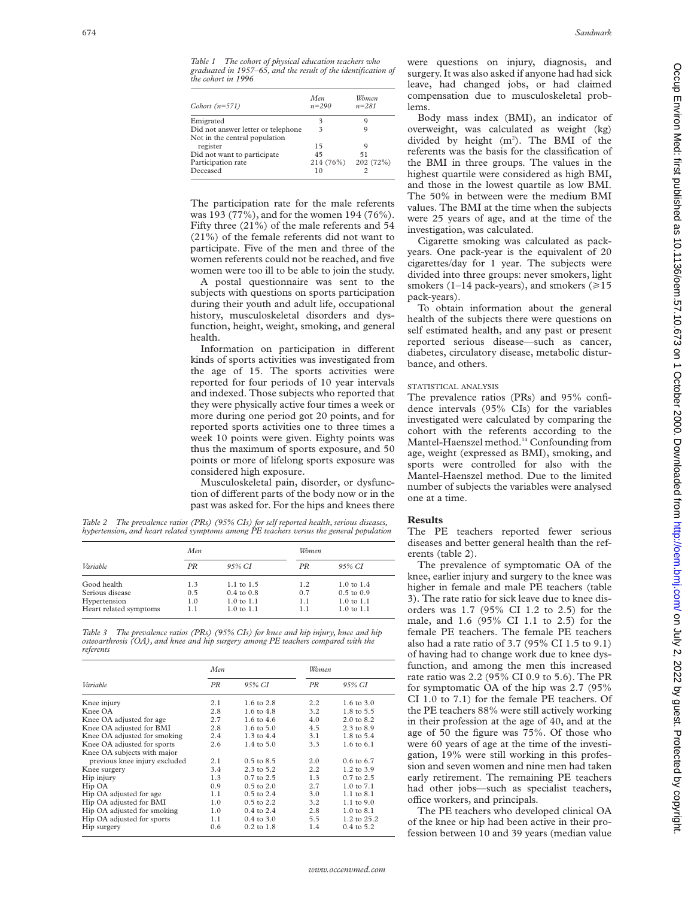*Table 1 The cohort of physical education teachers who graduated in 1957–65, and the result of the identification of the cohort in 1996*

| Cohort (n=571) | Men n=290 | Women n=281 |
|---|---|---|
| Emigrated | 3 | 9 |
| Did not answer letter or telephone | 3 | 9 |
| Not in the central population register | 15 | 9 |
| Did not want to participate | 45 | 51 |
| Participation rate | 214 (76%) | 202 (72%) |
| Deceased | 10 | 2 |

The participation rate for the male referents was 193 (77%), and for the women 194 (76%). Fifty three (21%) of the male referents and 54 (21%) of the female referents did not want to participate. Five of the men and three of the women referents could not be reached, and five women were too ill to be able to join the study.

A postal questionnaire was sent to the subjects with questions on sports participation during their youth and adult life, occupational history, musculoskeletal disorders and dysfunction, height, weight, smoking, and general health.

Information on participation in different kinds of sports activities was investigated from the age of 15. The sports activities were reported for four periods of 10 year intervals and indexed. Those subjects who reported that they were physically active four times a week or more during one period got 20 points, and for reported sports activities one to three times a week 10 points were given. Eighty points was thus the maximum of sports exposure, and 50 points or more of lifelong sports exposure was considered high exposure.

Musculoskeletal pain, disorder, or dysfunction of different parts of the body now or in the past was asked for. For the hips and knees there were questions on injury, diagnosis, and surgery. It was also asked if anyone had had sick leave, had changed jobs, or had claimed compensation due to musculoskeletal problems.

Body mass index (BMI), an indicator of overweight, was calculated as weight (kg) divided by height ($m^2$). The BMI of the referents was the basis for the classification of the BMI in three groups. The values in the highest quartile were considered as high BMI, and those in the lowest quartile as low BMI. The 50% in between were the medium BMI values. The BMI at the time when the subjects were 25 years of age, and at the time of the investigation, was calculated.

Cigarette smoking was calculated as pack-years. One pack-year is the equivalent of 20 cigarettes/day for 1 year. The subjects were divided into three groups: never smokers, light smokers (1–14 pack-years), and smokers (≥15 pack-years).

To obtain information about the general health of the subjects there were questions on self estimated health, and any past or present reported serious disease—such as cancer, diabetes, circulatory disease, metabolic disturbance, and others.

### STATISTICAL ANALYSIS

The prevalence ratios (PRs) and 95% confidence intervals (95% CIs) for the variables investigated were calculated by comparing the cohort with the referents according to the Mantel-Haenszel method.[14] Confounding from age, weight (expressed as BMI), smoking, and sports were controlled for also with the Mantel-Haenszel method. Due to the limited number of subjects the variables were analysed one at a time.

*Table 2 The prevalence ratios (PRs) (95% CIs) for self reported health, serious diseases, hypertension, and heart related symptoms among PE teachers versus the general population*

| | Men | | Women | |
|---|---|---|---|---|
| Variable | PR | 95% CI | PR | 95% CI |
| Good health | 1.3 | 1.1 to 1.5 | 1.2 | 1.0 to 1.4 |
| Serious disease | 0.5 | 0.4 to 0.8 | 0.7 | 0.5 to 0.9 |
| Hypertension | 1.0 | 1.0 to 1.1 | 1.1 | 1.0 to 1.1 |
| Heart related symptoms | 1.1 | 1.0 to 1.1 | 1.1 | 1.0 to 1.1 |

*Table 3 The prevalence ratios (PRs) (95% CIs) for knee and hip injury, knee and hip osteoarthrosis (OA), and knee and hip surgery among PE teachers compared with the referents*

| | Men | | Women | |
|---|---|---|---|---|
| Variable | PR | 95% CI | PR | 95% CI |
| Knee injury | 2.1 | 1.6 to 2.8 | 2.2 | 1.6 to 3.0 |
| Knee OA | 2.8 | 1.6 to 4.8 | 3.2 | 1.8 to 5.5 |
| Knee OA adjusted for age | 2.7 | 1.6 to 4.6 | 4.0 | 2.0 to 8.2 |
| Knee OA adjusted for BMI | 2.8 | 1.6 to 5.0 | 4.5 | 2.3 to 8.9 |
| Knee OA adjusted for smoking | 2.4 | 1.3 to 4.4 | 3.1 | 1.8 to 5.4 |
| Knee OA adjusted for sports | 2.6 | 1.4 to 5.0 | 3.3 | 1.6 to 6.1 |
| Knee OA subjects with major previous knee injury excluded | 2.1 | 0.5 to 8.5 | 2.0 | 0.6 to 6.7 |
| Knee surgery | 3.4 | 2.3 to 5.2 | 2.2 | 1.2 to 3.9 |
| Hip injury | 1.3 | 0.7 to 2.5 | 1.3 | 0.7 to 2.5 |
| Hip OA | 0.9 | 0.5 to 2.0 | 2.7 | 1.0 to 7.1 |
| Hip OA adjusted for age | 1.1 | 0.5 to 2.4 | 3.0 | 1.1 to 8.1 |
| Hip OA adjusted for BMI | 1.0 | 0.5 to 2.2 | 3.2 | 1.1 to 9.0 |
| Hip OA adjusted for smoking | 1.0 | 0.4 to 2.4 | 2.8 | 1.0 to 8.1 |
| Hip OA adjusted for sports | 1.1 | 0.4 to 3.0 | 5.5 | 1.2 to 25.2 |
| Hip surgery | 0.6 | 0.2 to 1.8 | 1.4 | 0.4 to 5.2 |

## Results

The PE teachers reported fewer serious diseases and better general health than the referents (table 2).

The prevalence of symptomatic OA of the knee, earlier injury and surgery to the knee was higher in female and male PE teachers (table 3). The rate ratio for sick leave due to knee disorders was 1.7 (95% CI 1.2 to 2.5) for the male, and 1.6 (95% CI 1.1 to 2.5) for the female PE teachers. The female PE teachers also had a rate ratio of 3.7 (95% CI 1.5 to 9.1) of having had to change work due to knee dysfunction, and among the men this increased rate ratio was 2.2 (95% CI 0.9 to 5.6). The PR for symptomatic OA of the hip was 2.7 (95% CI 1.0 to 7.1) for the female PE teachers. Of the PE teachers 88% were still actively working in their profession at the age of 40, and at the age of 50 the figure was 75%. Of those who were 60 years of age at the time of the investigation, 19% were still working in this profession and seven women and nine men had taken early retirement. The remaining PE teachers had other jobs—such as specialist teachers, office workers, and principals.

The PE teachers who developed clinical OA of the knee or hip had been active in their profession between 10 and 39 years (median value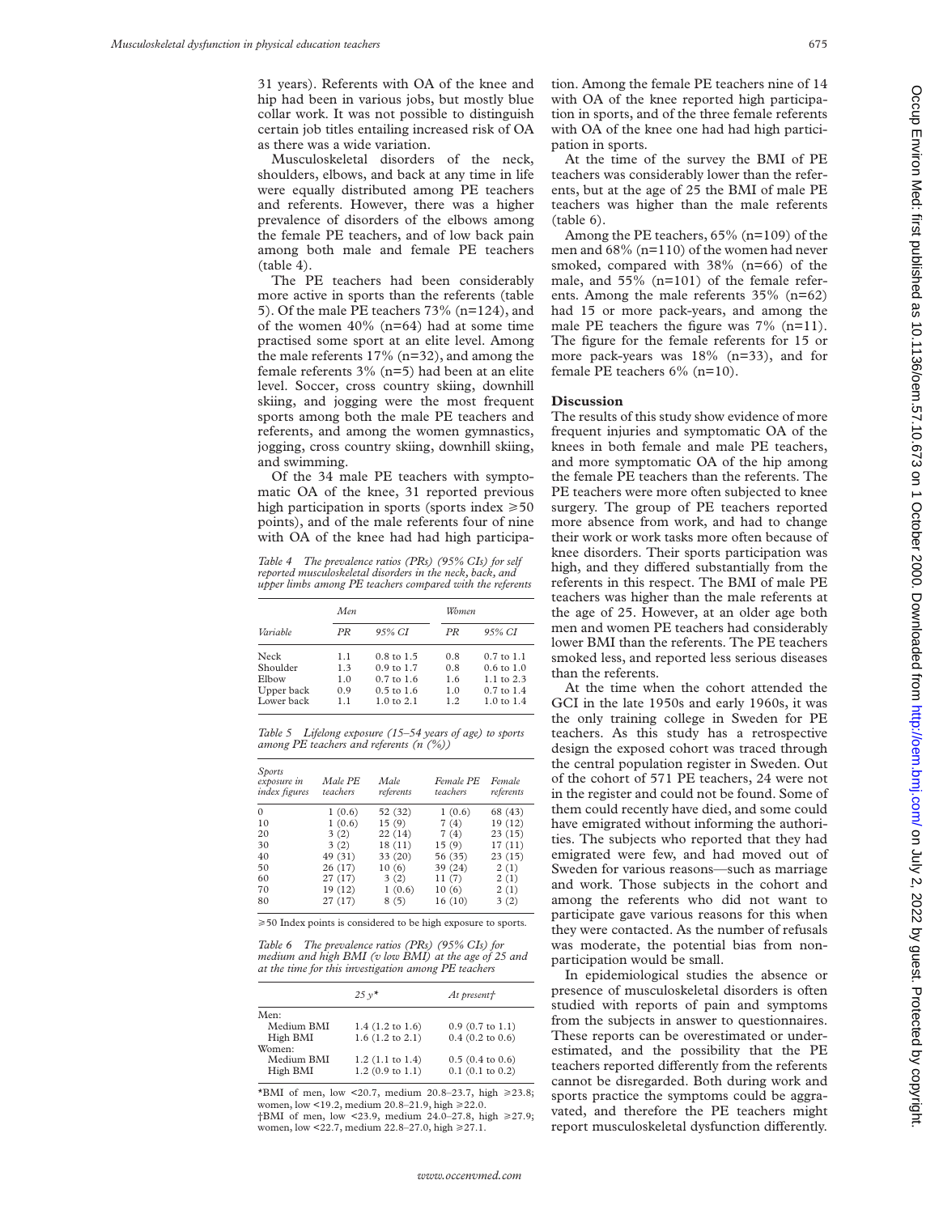31 years). Referents with OA of the knee and hip had been in various jobs, but mostly blue collar work. It was not possible to distinguish certain job titles entailing increased risk of OA as there was a wide variation.

Musculoskeletal disorders of the neck, shoulders, elbows, and back at any time in life were equally distributed among PE teachers and referents. However, there was a higher prevalence of disorders of the elbows among the female PE teachers, and of low back pain among both male and female PE teachers (table 4).

The PE teachers had been considerably more active in sports than the referents (table 5). Of the male PE teachers 73% (n=124), and of the women 40% (n=64) had at some time practised some sport at an elite level. Among the male referents 17% (n=32), and among the female referents 3% (n=5) had been at an elite level. Soccer, cross country skiing, downhill skiing, and jogging were the most frequent sports among both the male PE teachers and referents, and among the women gymnastics, jogging, cross country skiing, downhill skiing, and swimming.

Of the 34 male PE teachers with symptomatic OA of the knee, 31 reported previous high participation in sports (sports index ≥50 points), and of the male referents four of nine with OA of the knee had had high participation. Among the female PE teachers nine of 14 with OA of the knee reported high participation in sports, and of the three female referents with OA of the knee one had had high participation in sports.

*Table 4 The prevalence ratios (PRs) (95% CIs) for self reported musculoskeletal disorders in the neck, back, and upper limbs among PE teachers compared with the referents*

| | Men | | Women | |
|---|---|---|---|---|
| Variable | PR | 95% CI | PR | 95% CI |
| Neck | 1.1 | 0.8 to 1.5 | 0.8 | 0.7 to 1.1 |
| Shoulder | 1.3 | 0.9 to 1.7 | 0.8 | 0.6 to 1.0 |
| Elbow | 1.0 | 0.7 to 1.6 | 1.6 | 1.1 to 2.3 |
| Upper back | 0.9 | 0.5 to 1.6 | 1.0 | 0.7 to 1.4 |
| Lower back | 1.1 | 1.0 to 2.1 | 1.2 | 1.0 to 1.4 |

*Table 5 Lifelong exposure (15–54 years of age) to sports among PE teachers and referents (n (%))*

| Sports exposure in index figures | Male PE teachers | Male referents | Female PE teachers | Female referents |
|---|---|---|---|---|
| 0 | 1 (0.6) | 52 (32) | 1 (0.6) | 68 (43) |
| 10 | 1 (0.6) | 15 (9) | 7 (4) | 19 (12) |
| 20 | 3 (2) | 22 (14) | 7 (4) | 23 (15) |
| 30 | 3 (2) | 18 (11) | 15 (9) | 17 (11) |
| 40 | 49 (31) | 33 (20) | 56 (35) | 23 (15) |
| 50 | 26 (17) | 10 (6) | 39 (24) | 2 (1) |
| 60 | 27 (17) | 3 (2) | 11 (7) | 2 (1) |
| 70 | 19 (12) | 1 (0.6) | 10 (6) | 2 (1) |
| 80 | 27 (17) | 8 (5) | 16 (10) | 3 (2) |

≥50 Index points is considered to be high exposure to sports.

*Table 6 The prevalence ratios (PRs) (95% CIs) for medium and high BMI (v low BMI) at the age of 25 and at the time for this investigation among PE teachers*

| | 25 y* | At present† |
|---|---|---|
| Men: | | |
| Medium BMI | 1.4 (1.2 to 1.6) | 0.9 (0.7 to 1.1) |
| High BMI | 1.6 (1.2 to 2.1) | 0.4 (0.2 to 0.6) |
| Women: | | |
| Medium BMI | 1.2 (1.1 to 1.4) | 0.5 (0.4 to 0.6) |
| High BMI | 1.2 (0.9 to 1.1) | 0.1 (0.1 to 0.2) |

*BMI of men, low <20.7, medium 20.8–23.7, high ≥23.8; women, low <19.2, medium 20.8–21.9, high ≥22.0.
†BMI of men, low <23.9, medium 24.0–27.8, high ≥27.9; women, low <22.7, medium 22.8–27.0, high ≥27.1.

At the time of the survey the BMI of PE teachers was considerably lower than the referents, but at the age of 25 the BMI of male PE teachers was higher than the male referents (table 6).

Among the PE teachers, 65% (n=109) of the men and 68% (n=110) of the women had never smoked, compared with 38% (n=66) of the male, and 55% (n=101) of the female referents. Among the male referents 35% (n=62) had 15 or more pack-years, and among the male PE teachers the figure was 7% (n=11). The figure for the female referents for 15 or more pack-years was 18% (n=33), and for female PE teachers 6% (n=10).

## Discussion

The results of this study show evidence of more frequent injuries and symptomatic OA of the knees in both female and male PE teachers, and more symptomatic OA of the hip among the female PE teachers than the referents. The PE teachers were more often subjected to knee surgery. The group of PE teachers reported more absence from work, and had to change their work or work tasks more often because of knee disorders. Their sports participation was high, and they differed substantially from the referents in this respect. The BMI of male PE teachers was higher than the male referents at the age of 25. However, at an older age both men and women PE teachers had considerably lower BMI than the referents. The PE teachers smoked less, and reported less serious diseases than the referents.

At the time when the cohort attended the GCI in the late 1950s and early 1960s, it was the only training college in Sweden for PE teachers. As this study has a retrospective design the exposed cohort was traced through the central population register in Sweden. Out of the cohort of 571 PE teachers, 24 were not in the register and could not be found. Some of them could recently have died, and some could have emigrated without informing the authorities. The subjects who reported that they had emigrated were few, and had moved out of Sweden for various reasons—such as marriage and work. Those subjects in the cohort and among the referents who did not want to participate gave various reasons for this when they were contacted. As the number of refusals was moderate, the potential bias from non-participation would be small.

In epidemiological studies the absence or presence of musculoskeletal disorders is often studied with reports of pain and symptoms from the subjects in answer to questionnaires. These reports can be overestimated or underestimated, and the possibility that the PE teachers reported differently from the referents cannot be disregarded. Both during work and sports practice the symptoms could be aggravated, and therefore the PE teachers might report musculoskeletal dysfunction differently.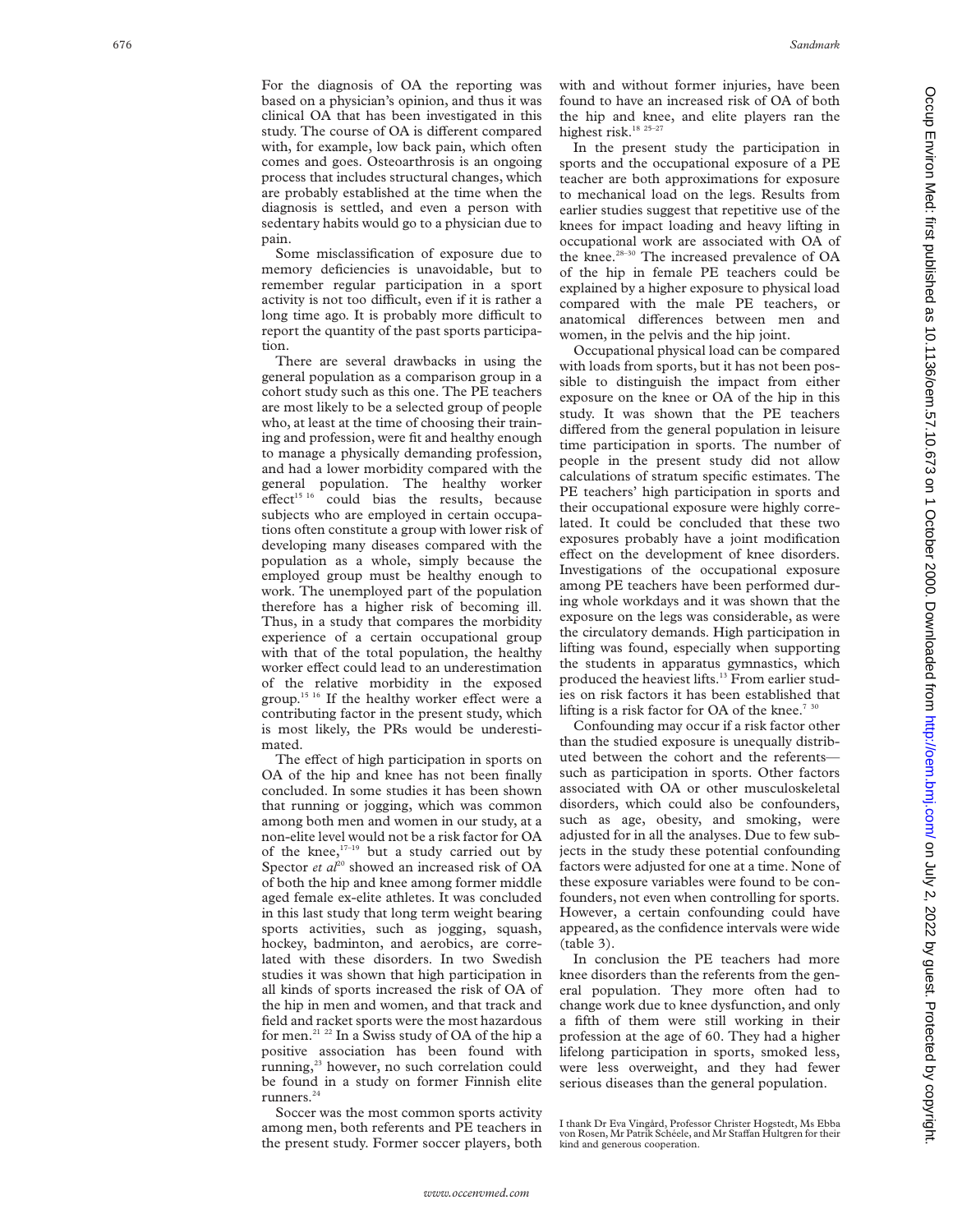For the diagnosis of OA the reporting was based on a physician's opinion, and thus it was clinical OA that has been investigated in this study. The course of OA is different compared with, for example, low back pain, which often comes and goes. Osteoarthrosis is an ongoing process that includes structural changes, which are probably established at the time when the diagnosis is settled, and even a person with sedentary habits would go to a physician due to pain.

Some misclassification of exposure due to memory deficiencies is unavoidable, but to remember regular participation in a sport activity is not too difficult, even if it is rather a long time ago. It is probably more difficult to report the quantity of the past sports participation.

There are several drawbacks in using the general population as a comparison group in a cohort study such as this one. The PE teachers are most likely to be a selected group of people who, at least at the time of choosing their training and profession, were fit and healthy enough to manage a physically demanding profession, and had a lower morbidity compared with the general population. The healthy worker effect[15 16] could bias the results, because subjects who are employed in certain occupations often constitute a group with lower risk of developing many diseases compared with the population as a whole, simply because the employed group must be healthy enough to work. The unemployed part of the population therefore has a higher risk of becoming ill. Thus, in a study that compares the morbidity experience of a certain occupational group with that of the total population, the healthy worker effect could lead to an underestimation of the relative morbidity in the exposed group.[15 16] If the healthy worker effect were a contributing factor in the present study, which is most likely, the PRs would be underestimated.

The effect of high participation in sports on OA of the hip and knee has not been finally concluded. In some studies it has been shown that running or jogging, which was common among both men and women in our study, at a non-elite level would not be a risk factor for OA of the knee,[17–19] but a study carried out by Spector *et al*[20] showed an increased risk of OA of both the hip and knee among former middle aged female ex-elite athletes. It was concluded in this last study that long term weight bearing sports activities, such as jogging, squash, hockey, badminton, and aerobics, are correlated with these disorders. In two Swedish studies it was shown that high participation in all kinds of sports increased the risk of OA of the hip in men and women, and that track and field and racket sports were the most hazardous for men.[21 22] In a Swiss study of OA of the hip a positive association has been found with running,[23] however, no such correlation could be found in a study on former Finnish elite runners.[24]

Soccer was the most common sports activity among men, both referents and PE teachers in the present study. Former soccer players, both with and without former injuries, have been found to have an increased risk of OA of both the hip and knee, and elite players ran the highest risk.[18 25–27]

In the present study the participation in sports and the occupational exposure of a PE teacher are both approximations for exposure to mechanical load on the legs. Results from earlier studies suggest that repetitive use of the knees for impact loading and heavy lifting in occupational work are associated with OA of the knee.[28–30] The increased prevalence of OA of the hip in female PE teachers could be explained by a higher exposure to physical load compared with the male PE teachers, or anatomical differences between men and women, in the pelvis and the hip joint.

Occupational physical load can be compared with loads from sports, but it has not been possible to distinguish the impact from either exposure on the knee or OA of the hip in this study. It was shown that the PE teachers differed from the general population in leisure time participation in sports. The number of people in the present study did not allow calculations of stratum specific estimates. The PE teachers' high participation in sports and their occupational exposure were highly correlated. It could be concluded that these two exposures probably have a joint modification effect on the development of knee disorders. Investigations of the occupational exposure among PE teachers have been performed during whole workdays and it was shown that the exposure on the legs was considerable, as were the circulatory demands. High participation in lifting was found, especially when supporting the students in apparatus gymnastics, which produced the heaviest lifts.[13] From earlier studies on risk factors it has been established that lifting is a risk factor for OA of the knee.[7 30]

Confounding may occur if a risk factor other than the studied exposure is unequally distributed between the cohort and the referents—such as participation in sports. Other factors associated with OA or other musculoskeletal disorders, which could also be confounders, such as age, obesity, and smoking, were adjusted for in all the analyses. Due to few subjects in the study these potential confounding factors were adjusted for one at a time. None of these exposure variables were found to be confounders, not even when controlling for sports. However, a certain confounding could have appeared, as the confidence intervals were wide (table 3).

In conclusion the PE teachers had more knee disorders than the referents from the general population. They more often had to change work due to knee dysfunction, and only a fifth of them were still working in their profession at the age of 60. They had a higher lifelong participation in sports, smoked less, were less overweight, and they had fewer serious diseases than the general population.

I thank Dr Eva Vingård, Professor Christer Hogstedt, Ms Ebba von Rosen, Mr Patrik Schéele, and Mr Staffan Hultgren for their kind and generous cooperation.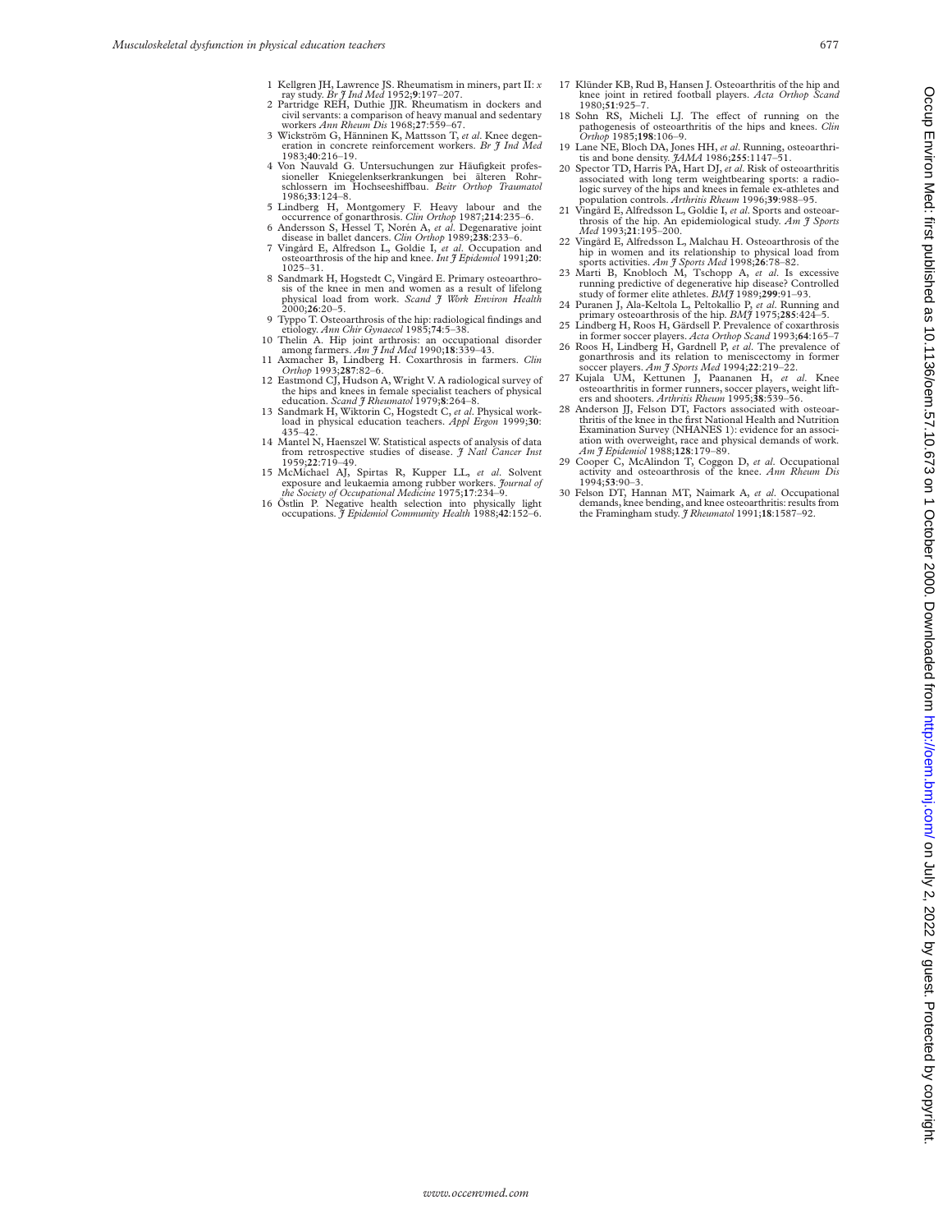1 Kellgren JH, Lawrence JS. Rheumatism in miners, part II: *x* ray study. *Br J Ind Med* 1952;**9**:197–207.
2 Partridge REH, Duthie JJR. Rheumatism in dockers and civil servants: a comparison of heavy manual and sedentary workers *Ann Rheum Dis* 1968;**27**:559–67.
3 Wickström G, Hänninen K, Mattsson T, *et al*. Knee degeneration in concrete reinforcement workers. *Br J Ind Med* 1983;**40**:216–19.
4 Von Nauvald G. Untersuchungen zur Häufigkeit professioneller Kniegelenkserkrankungen bei älteren Rohrschlossern im Hochseeshiffbau. *Beitr Orthop Traumatol* 1986;**33**:124–8.
5 Lindberg H, Montgomery F. Heavy labour and the occurrence of gonarthrosis. *Clin Orthop* 1987;**214**:235–6.
6 Andersson S, Hessel T, Norén A, *et al*. Degenerative joint disease in ballet dancers. *Clin Orthop* 1989;**238**:233–6.
7 Vingård E, Alfredson L, Goldie I, *et al*. Occupation and osteoarthrosis of the hip and knee. *Int J Epidemiol* 1991;**20**:1025–31.
8 Sandmark H, Hogstedt C, Vingård E. Primary osteoarthrosis of the knee in men and women as a result of lifelong physical load from work. *Scand J Work Environ Health* 2000;**26**:20–5.
9 Typpo T. Osteoarthrosis of the hip: radiological findings and etiology. *Ann Chir Gynaecol* 1985;**74**:5–38.
10 Thelin A. Hip joint arthrosis: an occupational disorder among farmers. *Am J Ind Med* 1990;**18**:339–43.
11 Axmacher B, Lindberg H. Coxarthrosis in farmers. *Clin Orthop* 1993;**287**:82–6.
12 Eastmond CJ, Hudson A, Wright V. A radiological survey of the hips and knees in female specialist teachers of physical education. *Scand J Rheumatol* 1979;**8**:264–8.
13 Sandmark H, Wiktorin C, Hogstedt C, *et al*. Physical workload in physical education teachers. *Appl Ergon* 1999;**30**:435–42.
14 Mantel N, Haenszel W. Statistical aspects of analysis of data from retrospective studies of disease. *J Natl Cancer Inst* 1959;**22**:719–49.
15 McMichael AJ, Spirtas R, Kupper LL, *et al*. Solvent exposure and leukaemia among rubber workers. *Journal of the Society of Occupational Medicine* 1975;**17**:234–9.
16 Östlin P. Negative health selection into physically light occupations. *J Epidemiol Community Health* 1988;**42**:152–6.
17 Klünder KB, Rud B, Hansen J. Osteoarthritis of the hip and knee joint in retired football players. *Acta Orthop Scand* 1980;**51**:925–7.
18 Sohn RS, Micheli LJ. The effect of running on the pathogenesis of osteoarthritis of the hips and knees. *Clin Orthop* 1985;**198**:106–9.
19 Lane NE, Bloch DA, Jones HH, *et al*. Running, osteoarthritis and bone density. *JAMA* 1986;**255**:1147–51.
20 Spector TD, Harris PA, Hart DJ, *et al*. Risk of osteoarthritis associated with long term weightbearing sports: a radiologic survey of the hips and knees in female ex-athletes and population controls. *Arthritis Rheum* 1996;**39**:988–95.
21 Vingård E, Alfredson L, Goldie I, *et al*. Sports and osteoarthrosis of the hip. An epidemiological study. *Am J Sports Med* 1993;**21**:195–200.
22 Vingård E, Alfredsson L, Malchau H. Osteoarthrosis of the hip in women and its relationship to physical load from sports activities. *Am J Sports Med* 1998;**26**:78–82.
23 Marti B, Knobloch M, Tschopp A, *et al*. Is excessive running predictive of degenerative hip disease? Controlled study of former elite athletes. *BMJ* 1989;**299**:91–93.
24 Puranen J, Ala-Keltola L, Peltokallio P, *et al*. Running and primary osteoarthrosis of the hip. *BMJ* 1975;**285**:424–5.
25 Lindberg H, Roos H, Gärdsell P. Prevalence of coxarthrosis in former soccer players. *Acta Orthop Scand* 1993;**64**:165–7
26 Roos H, Lindberg H, Gardnell P, *et al*. The prevalence of gonarthrosis and its relation to meniscectomy in former soccer players. *Am J Sports Med* 1994;**22**:219–22.
27 Kujala UM, Kettunen J, Paananen H, *et al*. Knee osteoarthritis in former runners, soccer players, weight lifters and shooters. *Arthritis Rheum* 1995;**38**:539–56.
28 Anderson JJ, Felson DT, Factors associated with osteoarthritis of the knee in the first National Health and Nutrition Examination Survey (NHANES 1): evidence for an association with overweight, race and physical demands of work. *Am J Epidemiol* 1988;**128**:179–89.
29 Cooper C, McAlindon T, Coggon D, *et al*. Occupational activity and osteoarthrosis of the knee. *Ann Rheum Dis* 1994;**53**:90–3.
30 Felson DT, Hannan MT, Naimark A, *et al*. Occupational demands, knee bending, and knee osteoarthritis: results from the Framingham study. *J Rheumatol* 1991;**18**:1587–92.